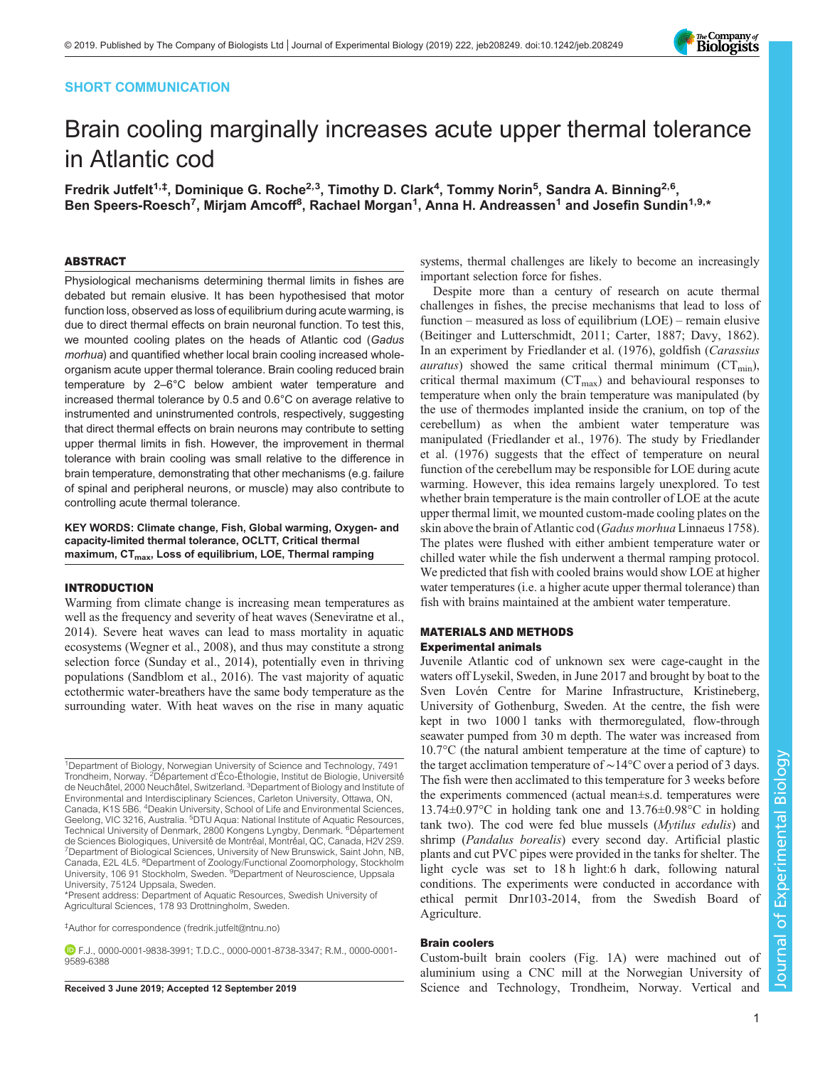SHORT COMMUNICATION

# Brain cooling marginally increases acute upper thermal tolerance in Atlantic cod

**Fredrik Jutfelt[1,‡], Dominique G. Roche[2,3], Timothy D. Clark[4], Tommy Norin[5], Sandra A. Binning[2,6], Ben Speers-Roesch[7], Mirjam Amcoff[8], Rachael Morgan[1], Anna H. Andreassen[1] and Josefin Sundin[1,9,*]**

## ABSTRACT

Physiological mechanisms determining thermal limits in fishes are debated but remain elusive. It has been hypothesised that motor function loss, observed as loss of equilibrium during acute warming, is due to direct thermal effects on brain neuronal function. To test this, we mounted cooling plates on the heads of Atlantic cod (*Gadus morhua*) and quantified whether local brain cooling increased whole-organism acute upper thermal tolerance. Brain cooling reduced brain temperature by 2–6°C below ambient water temperature and increased thermal tolerance by 0.5 and 0.6°C on average relative to instrumented and uninstrumented controls, respectively, suggesting that direct thermal effects on brain neurons may contribute to setting upper thermal limits in fish. However, the improvement in thermal tolerance with brain cooling was small relative to the difference in brain temperature, demonstrating that other mechanisms (e.g. failure of spinal and peripheral neurons, or muscle) may also contribute to controlling acute thermal tolerance.

**KEY WORDS: Climate change, Fish, Global warming, Oxygen- and capacity-limited thermal tolerance, OCLTT, Critical thermal maximum, $CT_{max}$, Loss of equilibrium, LOE, Thermal ramping**

## INTRODUCTION

Warming from climate change is increasing mean temperatures as well as the frequency and severity of heat waves (Seneviratne et al., 2014). Severe heat waves can lead to mass mortality in aquatic ecosystems (Wegner et al., 2008), and thus may constitute a strong selection force (Sunday et al., 2014), potentially even in thriving populations (Sandblom et al., 2016). The vast majority of aquatic ectothermic water-breathers have the same body temperature as the surrounding water. With heat waves on the rise in many aquatic systems, thermal challenges are likely to become an increasingly important selection force for fishes.

Despite more than a century of research on acute thermal challenges in fishes, the precise mechanisms that lead to loss of function – measured as loss of equilibrium (LOE) – remain elusive (Beitinger and Lutterschmidt, 2011; Carter, 1887; Davy, 1862). In an experiment by Friedlander et al. (1976), goldfish (*Carassius auratus*) showed the same critical thermal minimum ($CT_{min}$), critical thermal maximum ($CT_{max}$) and behavioural responses to temperature when only the brain temperature was manipulated (by the use of thermodes implanted inside the cranium, on top of the cerebellum) as when the ambient water temperature was manipulated (Friedlander et al., 1976). The study by Friedlander et al. (1976) suggests that the effect of temperature on neural function of the cerebellum may be responsible for LOE during acute warming. However, this idea remains largely unexplored. To test whether brain temperature is the main controller of LOE at the acute upper thermal limit, we mounted custom-made cooling plates on the skin above the brain of Atlantic cod (*Gadus morhua* Linnaeus 1758). The plates were flushed with either ambient temperature water or chilled water while the fish underwent a thermal ramping protocol. We predicted that fish with cooled brains would show LOE at higher water temperatures (i.e. a higher acute upper thermal tolerance) than fish with brains maintained at the ambient water temperature.

## MATERIALS AND METHODS

### Experimental animals

Juvenile Atlantic cod of unknown sex were cage-caught in the waters off Lysekil, Sweden, in June 2017 and brought by boat to the Sven Lovén Centre for Marine Infrastructure, Kristineberg, University of Gothenburg, Sweden. At the centre, the fish were kept in two 1000 l tanks with thermoregulated, flow-through seawater pumped from 30 m depth. The water was increased from 10.7°C (the natural ambient temperature at the time of capture) to the target acclimation temperature of ∼14°C over a period of 3 days. The fish were then acclimated to this temperature for 3 weeks before the experiments commenced (actual mean±s.d. temperatures were 13.74±0.97°C in holding tank one and 13.76±0.98°C in holding tank two). The cod were fed blue mussels (*Mytilus edulis*) and shrimp (*Pandalus borealis*) every second day. Artificial plastic plants and cut PVC pipes were provided in the tanks for shelter. The light cycle was set to 18 h light:6 h dark, following natural conditions. The experiments were conducted in accordance with ethical permit Dnr103-2014, from the Swedish Board of Agriculture.

### Brain coolers

Custom-built brain coolers (Fig. 1A) were machined out of aluminium using a CNC mill at the Norwegian University of Science and Technology, Trondheim, Norway. Vertical and

---

[1]Department of Biology, Norwegian University of Science and Technology, 7491 Trondheim, Norway. [2]Département d'Éco-Éthologie, Institut de Biologie, Université de Neuchâtel, 2000 Neuchâtel, Switzerland. [3]Department of Biology and Institute of Environmental and Interdisciplinary Sciences, Carleton University, Ottawa, ON, Canada, K1S 5B6. [4]Deakin University, School of Life and Environmental Sciences, Geelong, VIC 3216, Australia. [5]DTU Aqua: National Institute of Aquatic Resources, Technical University of Denmark, 2800 Kongens Lyngby, Denmark. [6]Département de Sciences Biologiques, Université de Montréal, Montréal, QC, Canada, H2V 2S9. [7]Department of Biological Sciences, University of New Brunswick, Saint John, NB, Canada, E2L 4L5. [8]Department of Zoology/Functional Zoomorphology, Stockholm University, 106 91 Stockholm, Sweden. [9]Department of Neuroscience, Uppsala University, 75124 Uppsala, Sweden.

*Present address: Department of Aquatic Resources, Swedish University of Agricultural Sciences, 178 93 Drottningholm, Sweden.

‡Author for correspondence (fredrik.jutfelt@ntnu.no)

F.J., 0000-0001-9838-3991; T.D.C., 0000-0001-8738-3347; R.M., 0000-0001-9589-6388

Received 3 June 2019; Accepted 12 September 2019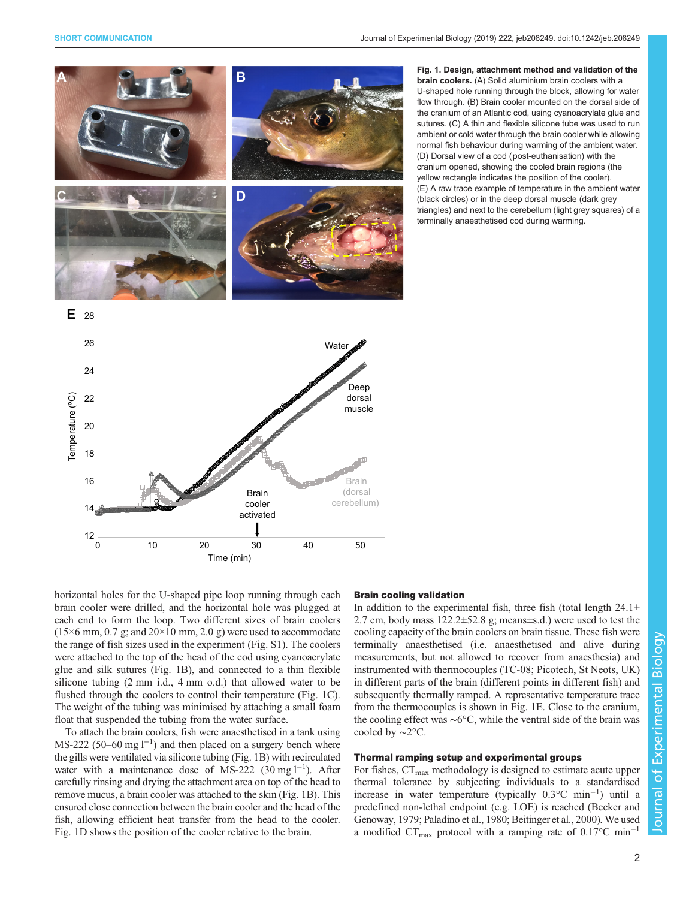**Fig. 1. Design, attachment method and validation of the brain coolers.** (A) Solid aluminium brain coolers with a U-shaped hole running through the block, allowing for water flow through. (B) Brain cooler mounted on the dorsal side of the cranium of an Atlantic cod, using cyanoacrylate glue and sutures. (C) A thin and flexible silicone tube was used to run ambient or cold water through the brain cooler while allowing normal fish behaviour during warming of the ambient water. (D) Dorsal view of a cod (post-euthanisation) with the cranium opened, showing the cooled brain regions (the yellow rectangle indicates the position of the cooler). (E) A raw trace example of temperature in the ambient water (black circles) or in the deep dorsal muscle (dark grey triangles) and next to the cerebellum (light grey squares) of a terminally anaesthetised cod during warming.

horizontal holes for the U-shaped pipe loop running through each brain cooler were drilled, and the horizontal hole was plugged at each end to form the loop. Two different sizes of brain coolers (15×6 mm, 0.7 g; and 20×10 mm, 2.0 g) were used to accommodate the range of fish sizes used in the experiment (Fig. S1). The coolers were attached to the top of the head of the cod using cyanoacrylate glue and silk sutures (Fig. 1B), and connected to a thin flexible silicone tubing (2 mm i.d., 4 mm o.d.) that allowed water to be flushed through the coolers to control their temperature (Fig. 1C). The weight of the tubing was minimised by attaching a small foam float that suspended the tubing from the water surface.

To attach the brain coolers, fish were anaesthetised in a tank using MS-222 (50–60 mg $l^{-1}$) and then placed on a surgery bench where the gills were ventilated via silicone tubing (Fig. 1B) with recirculated water with a maintenance dose of MS-222 (30 mg $l^{-1}$). After carefully rinsing and drying the attachment area on top of the head to remove mucus, a brain cooler was attached to the skin (Fig. 1B). This ensured close connection between the brain cooler and the head of the fish, allowing efficient heat transfer from the head to the cooler. Fig. 1D shows the position of the cooler relative to the brain.

## Brain cooling validation

In addition to the experimental fish, three fish (total length 24.1±2.7 cm, body mass 122.2±52.8 g; means±s.d.) were used to test the cooling capacity of the brain coolers on brain tissue. These fish were terminally anaesthetised (i.e. anaesthetised and alive during measurements, but not allowed to recover from anaesthesia) and instrumented with thermocouples (TC-08; Picotech, St Neots, UK) in different parts of the brain (different points in different fish) and subsequently thermally ramped. A representative temperature trace from the thermocouples is shown in Fig. 1E. Close to the cranium, the cooling effect was ∼6°C, while the ventral side of the brain was cooled by ∼2°C.

## Thermal ramping setup and experimental groups

For fishes, $CT_{max}$ methodology is designed to estimate acute upper thermal tolerance by subjecting individuals to a standardised increase in water temperature (typically 0.3°C $min^{-1}$) until a predefined non-lethal endpoint (e.g. LOE) is reached (Becker and Genoway, 1979; Paladino et al., 1980; Beitinger et al., 2000). We used a modified $CT_{max}$ protocol with a ramping rate of 0.17°C $min^{-1}$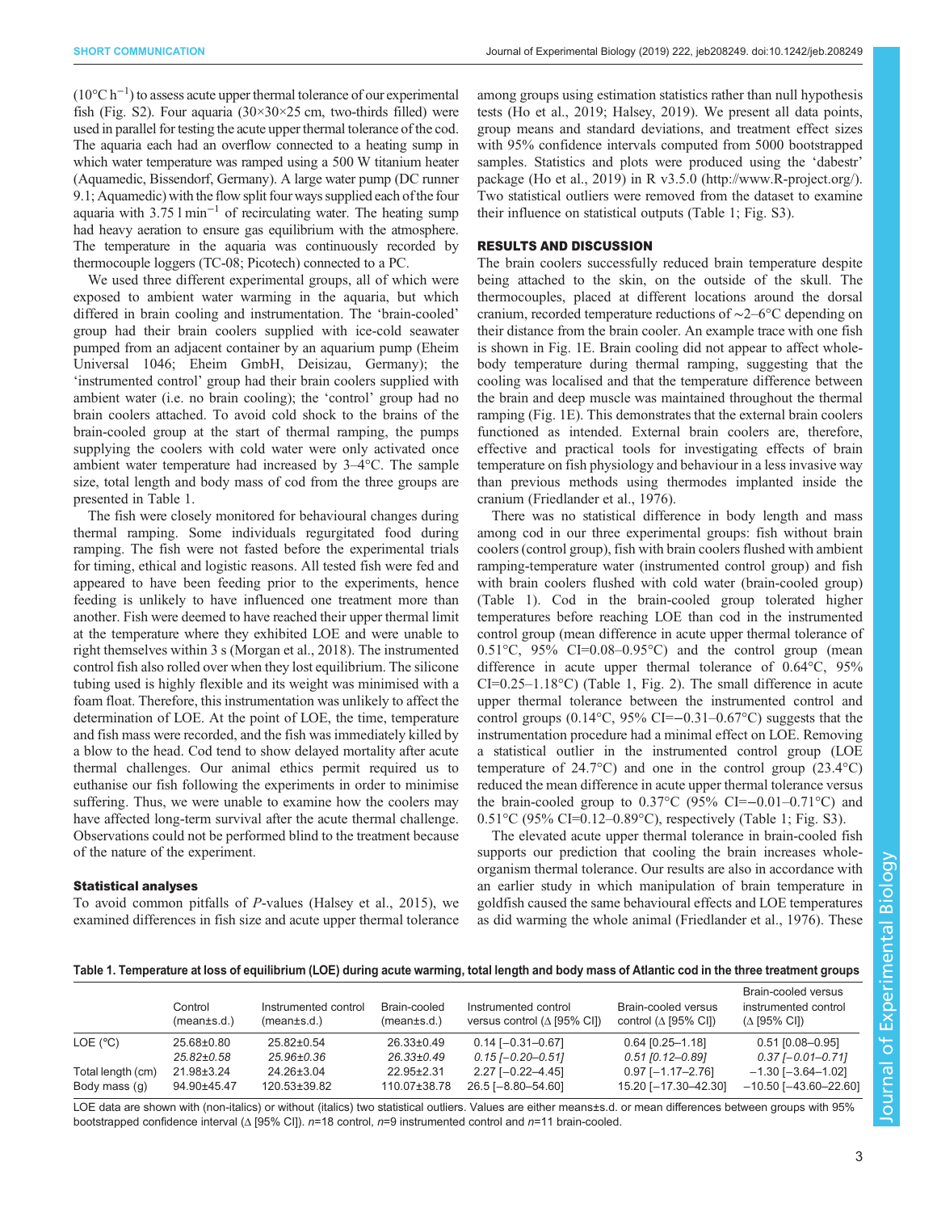(10°C h$^{-1}$) to assess acute upper thermal tolerance of our experimental fish (Fig. S2). Four aquaria (30×30×25 cm, two-thirds filled) were used in parallel for testing the acute upper thermal tolerance of the cod. The aquaria each had an overflow connected to a heating sump in which water temperature was ramped using a 500 W titanium heater (Aquamedic, Bissendorf, Germany). A large water pump (DC runner 9.1; Aquamedic) with the flow split four ways supplied each of the four aquaria with 3.75 l min$^{-1}$ of recirculating water. The heating sump had heavy aeration to ensure gas equilibrium with the atmosphere. The temperature in the aquaria was continuously recorded by thermocouple loggers (TC-08; Picotech) connected to a PC.

We used three different experimental groups, all of which were exposed to ambient water warming in the aquaria, but which differed in brain cooling and instrumentation. The 'brain-cooled' group had their brain coolers supplied with ice-cold seawater pumped from an adjacent container by an aquarium pump (Eheim Universal 1046; Eheim GmbH, Deisizau, Germany); the 'instrumented control' group had their brain coolers supplied with ambient water (i.e. no brain cooling); the 'control' group had no brain coolers attached. To avoid cold shock to the brains of the brain-cooled group at the start of thermal ramping, the pumps supplying the coolers with cold water were only activated once ambient water temperature had increased by 3–4°C. The sample size, total length and body mass of cod from the three groups are presented in Table 1.

The fish were closely monitored for behavioural changes during thermal ramping. Some individuals regurgitated food during ramping. The fish were not fasted before the experimental trials for timing, ethical and logistic reasons. All tested fish were fed and appeared to have been feeding prior to the experiments, hence feeding is unlikely to have influenced one treatment more than another. Fish were deemed to have reached their upper thermal limit at the temperature where they exhibited LOE and were unable to right themselves within 3 s (Morgan et al., 2018). The instrumented control fish also rolled over when they lost equilibrium. The silicone tubing used is highly flexible and its weight was minimised with a foam float. Therefore, this instrumentation was unlikely to affect the determination of LOE. At the point of LOE, the time, temperature and fish mass were recorded, and the fish was immediately killed by a blow to the head. Cod tend to show delayed mortality after acute thermal challenges. Our animal ethics permit required us to euthanise our fish following the experiments in order to minimise suffering. Thus, we were unable to examine how the coolers may have affected long-term survival after the acute thermal challenge. Observations could not be performed blind to the treatment because of the nature of the experiment.

### Statistical analyses

To avoid common pitfalls of *P*-values (Halsey et al., 2015), we examined differences in fish size and acute upper thermal tolerance among groups using estimation statistics rather than null hypothesis tests (Ho et al., 2019; Halsey, 2019). We present all data points, group means and standard deviations, and treatment effect sizes with 95% confidence intervals computed from 5000 bootstrapped samples. Statistics and plots were produced using the 'dabestr' package (Ho et al., 2019) in R v3.5.0 (http://www.R-project.org/). Two statistical outliers were removed from the dataset to examine their influence on statistical outputs (Table 1; Fig. S3).

## RESULTS AND DISCUSSION

The brain coolers successfully reduced brain temperature despite being attached to the skin, on the outside of the skull. The thermocouples, placed at different locations around the dorsal cranium, recorded temperature reductions of ∼2–6°C depending on their distance from the brain cooler. An example trace with one fish is shown in Fig. 1E. Brain cooling did not appear to affect whole-body temperature during thermal ramping, suggesting that the cooling was localised and that the temperature difference between the brain and deep muscle was maintained throughout the thermal ramping (Fig. 1E). This demonstrates that the external brain coolers functioned as intended. External brain coolers are, therefore, effective and practical tools for investigating effects of brain temperature on fish physiology and behaviour in a less invasive way than previous methods using thermodes implanted inside the cranium (Friedlander et al., 1976).

There was no statistical difference in body length and mass among cod in our three experimental groups: fish without brain coolers (control group), fish with brain coolers flushed with ambient ramping-temperature water (instrumented control group) and fish with brain coolers flushed with cold water (brain-cooled group) (Table 1). Cod in the brain-cooled group tolerated higher temperatures before reaching LOE than cod in the instrumented control group (mean difference in acute upper thermal tolerance of 0.51°C, 95% CI=0.08–0.95°C) and the control group (mean difference in acute upper thermal tolerance of 0.64°C, 95% CI=0.25–1.18°C) (Table 1, Fig. 2). The small difference in acute upper thermal tolerance between the instrumented control and control groups (0.14°C, 95% CI=−0.31–0.67°C) suggests that the instrumentation procedure had a minimal effect on LOE. Removing a statistical outlier in the instrumented control group (LOE temperature of 24.7°C) and one in the control group (23.4°C) reduced the mean difference in acute upper thermal tolerance versus the brain-cooled group to 0.37°C (95% CI=−0.01–0.71°C) and 0.51°C (95% CI=0.12–0.89°C), respectively (Table 1; Fig. S3).

The elevated acute upper thermal tolerance in brain-cooled fish supports our prediction that cooling the brain increases whole-organism thermal tolerance. Our results are also in accordance with an earlier study in which manipulation of brain temperature in goldfish caused the same behavioural effects and LOE temperatures as did warming the whole animal (Friedlander et al., 1976). These

**Table 1. Temperature at loss of equilibrium (LOE) during acute warming, total length and body mass of Atlantic cod in the three treatment groups**

| | Control (mean±s.d.) | Instrumented control (mean±s.d.) | Brain-cooled (mean±s.d.) | Instrumented control versus control (Δ [95% CI]) | Brain-cooled versus control (Δ [95% CI]) | Brain-cooled versus instrumented control (Δ [95% CI]) |
|---|---|---|---|---|---|---|
| LOE (°C) | 25.68±0.80 | 25.82±0.54 | 26.33±0.49 | 0.14 [−0.31–0.67] | 0.64 [0.25–1.18] | 0.51 [0.08–0.95] |
| | *25.82±0.58* | *25.96±0.36* | *26.33±0.49* | *0.15 [−0.20–0.51]* | *0.51 [0.12–0.89]* | *0.37 [−0.01–0.71]* |
| Total length (cm) | 21.98±3.24 | 24.26±3.04 | 22.95±2.31 | 2.27 [−0.22–4.45] | 0.97 [−1.17–2.76] | −1.30 [−3.64–1.02] |
| Body mass (g) | 94.90±45.47 | 120.53±39.82 | 110.07±38.78 | 26.5 [−8.80–54.60] | 15.20 [−17.30–42.30] | −10.50 [−43.60–22.60] |

LOE data are shown with (non-italics) or without (italics) two statistical outliers. Values are either means±s.d. or mean differences between groups with 95% bootstrapped confidence interval (Δ [95% CI]). *n*=18 control, *n*=9 instrumented control and *n*=11 brain-cooled.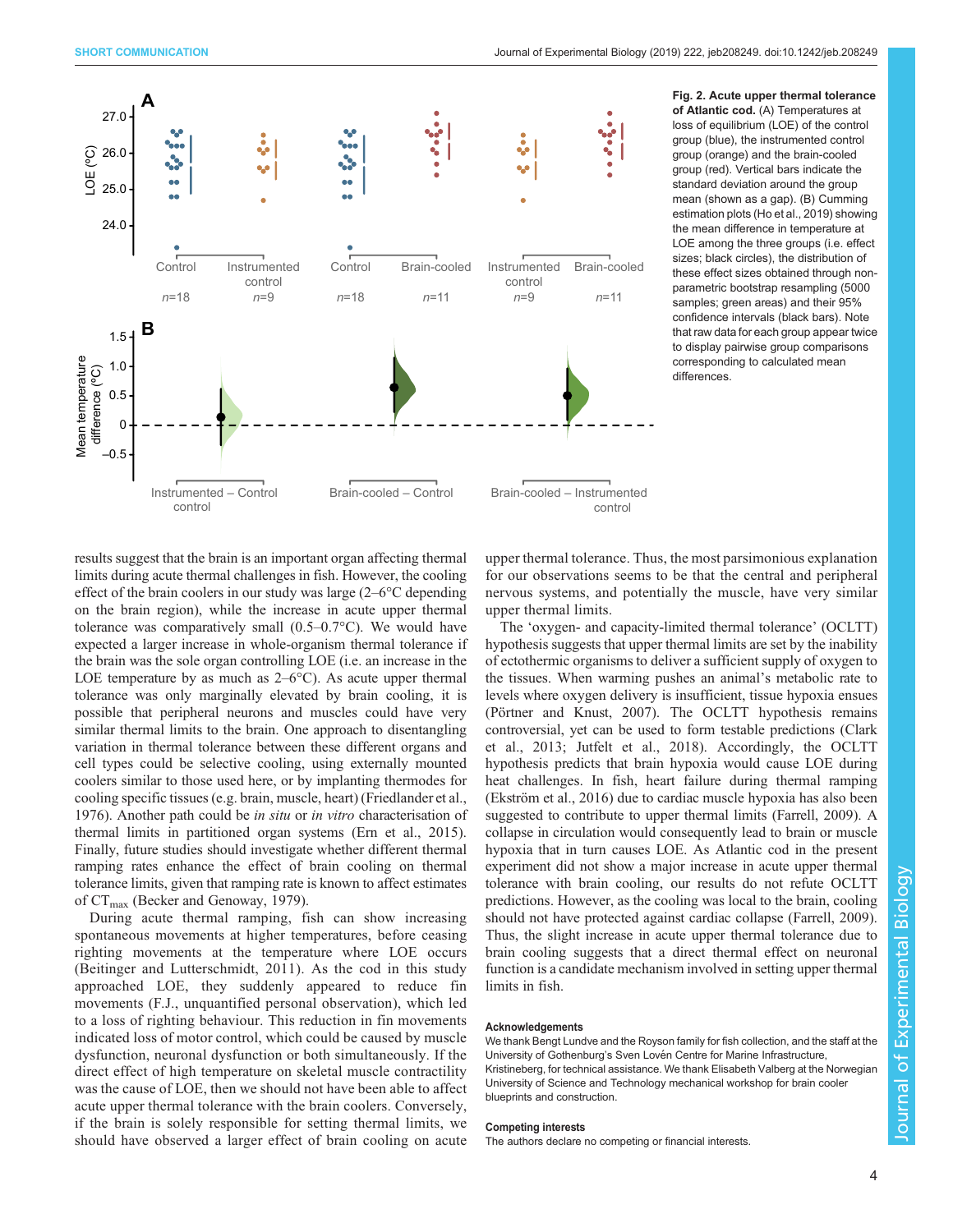**Fig. 2. Acute upper thermal tolerance of Atlantic cod.** (A) Temperatures at loss of equilibrium (LOE) of the control group (blue), the instrumented control group (orange) and the brain-cooled group (red). Vertical bars indicate the standard deviation around the group mean (shown as a gap). (B) Cumming estimation plots (Ho et al., 2019) showing the mean difference in temperature at LOE among the three groups (i.e. effect sizes; black circles), the distribution of these effect sizes obtained through non-parametric bootstrap resampling (5000 samples; green areas) and their 95% confidence intervals (black bars). Note that raw data for each group appear twice to display pairwise group comparisons corresponding to calculated mean differences.

results suggest that the brain is an important organ affecting thermal limits during acute thermal challenges in fish. However, the cooling effect of the brain coolers in our study was large (2–6°C depending on the brain region), while the increase in acute upper thermal tolerance was comparatively small (0.5–0.7°C). We would have expected a larger increase in whole-organism thermal tolerance if the brain was the sole organ controlling LOE (i.e. an increase in the LOE temperature by as much as 2–6°C). As acute upper thermal tolerance was only marginally elevated by brain cooling, it is possible that peripheral neurons and muscles could have very similar thermal limits to the brain. One approach to disentangling variation in thermal tolerance between these different organs and cell types could be selective cooling, using externally mounted coolers similar to those used here, or by implanting thermodes for cooling specific tissues (e.g. brain, muscle, heart) (Friedlander et al., 1976). Another path could be *in situ* or *in vitro* characterisation of thermal limits in partitioned organ systems (Ern et al., 2015). Finally, future studies should investigate whether different thermal ramping rates enhance the effect of brain cooling on thermal tolerance limits, given that ramping rate is known to affect estimates of $CT_{max}$ (Becker and Genoway, 1979).

During acute thermal ramping, fish can show increasing spontaneous movements at higher temperatures, before ceasing righting movements at the temperature where LOE occurs (Beitinger and Lutterschmidt, 2011). As the cod in this study approached LOE, they suddenly appeared to reduce fin movements (F.J., unquantified personal observation), which led to a loss of righting behaviour. This reduction in fin movements indicated loss of motor control, which could be caused by muscle dysfunction, neuronal dysfunction or both simultaneously. If the direct effect of high temperature on skeletal muscle contractility was the cause of LOE, then we should not have been able to affect acute upper thermal tolerance with the brain coolers. Conversely, if the brain is solely responsible for setting thermal limits, we should have observed a larger effect of brain cooling on acute upper thermal tolerance. Thus, the most parsimonious explanation for our observations seems to be that the central and peripheral nervous systems, and potentially the muscle, have very similar upper thermal limits.

The 'oxygen- and capacity-limited thermal tolerance' (OCLTT) hypothesis suggests that upper thermal limits are set by the inability of ectothermic organisms to deliver a sufficient supply of oxygen to the tissues. When warming pushes an animal's metabolic rate to levels where oxygen delivery is insufficient, tissue hypoxia ensues (Pörtner and Knust, 2007). The OCLTT hypothesis remains controversial, yet can be used to form testable predictions (Clark et al., 2013; Jutfelt et al., 2018). Accordingly, the OCLTT hypothesis predicts that brain hypoxia would cause LOE during heat challenges. In fish, heart failure during thermal ramping (Ekström et al., 2016) due to cardiac muscle hypoxia has also been suggested to contribute to upper thermal limits (Farrell, 2009). A collapse in circulation would consequently lead to brain or muscle hypoxia that in turn causes LOE. As Atlantic cod in the present experiment did not show a major increase in acute upper thermal tolerance with brain cooling, our results do not refute OCLTT predictions. However, as the cooling was local to the brain, cooling should not have protected against cardiac collapse (Farrell, 2009). Thus, the slight increase in acute upper thermal tolerance due to brain cooling suggests that a direct thermal effect on neuronal function is a candidate mechanism involved in setting upper thermal limits in fish.

#### Acknowledgements

We thank Bengt Lundve and the Royson family for fish collection, and the staff at the University of Gothenburg's Sven Lovén Centre for Marine Infrastructure, Kristineberg, for technical assistance. We thank Elisabeth Valberg at the Norwegian University of Science and Technology mechanical workshop for brain cooler blueprints and construction.

#### Competing interests

The authors declare no competing or financial interests.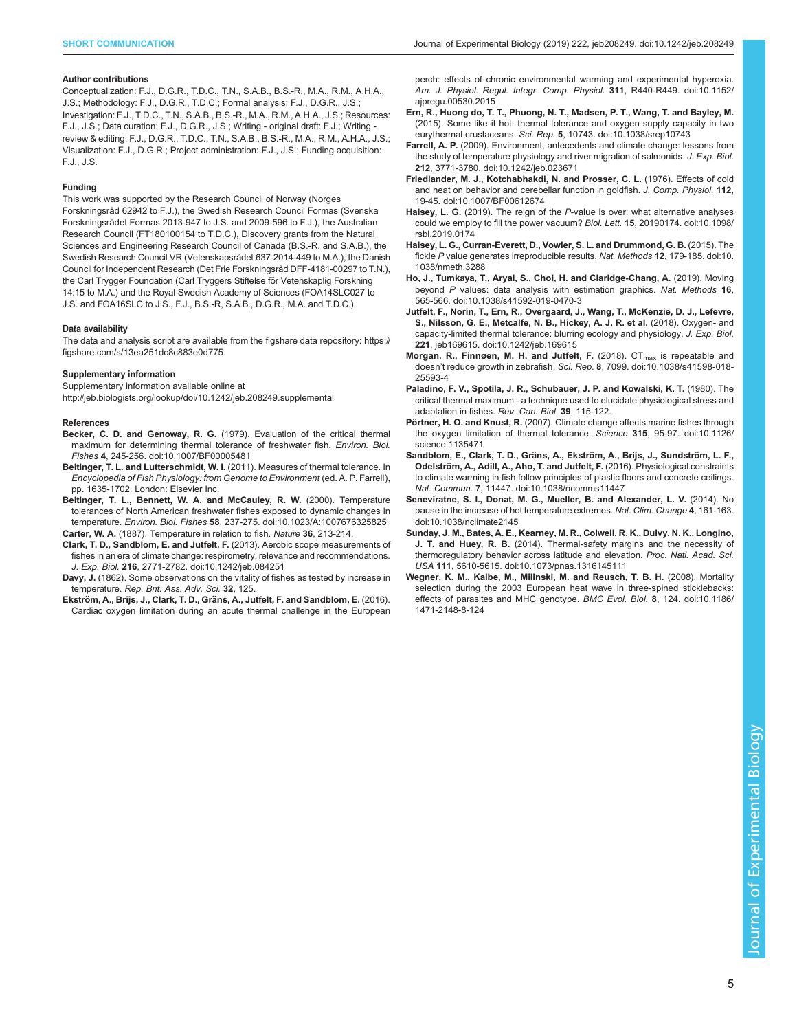#### Author contributions

Conceptualization: F.J., D.G.R., T.D.C., T.N., S.A.B., B.S.-R., M.A., R.M., A.H.A., J.S.; Methodology: F.J., D.G.R., T.D.C.; Formal analysis: F.J., D.G.R., J.S.; Investigation: F.J., T.D.C., T.N., S.A.B., B.S.-R., M.A., R.M., A.H.A., J.S.; Resources: F.J., J.S.; Data curation: F.J., D.G.R., J.S.; Writing - original draft: F.J.; Writing - review & editing: F.J., D.G.R., T.D.C., T.N., S.A.B., B.S.-R., M.A., R.M., A.H.A., J.S.; Visualization: F.J., D.G.R.; Project administration: F.J., J.S.; Funding acquisition: F.J., J.S.

#### Funding

This work was supported by the Research Council of Norway (Norges Forskningsråd 62942 to F.J.), the Swedish Research Council Formas (Svenska Forskningsrådet Formas 2013-947 to J.S. and 2009-596 to F.J.), the Australian Research Council (FT180100154 to T.D.C.), Discovery grants from the Natural Sciences and Engineering Research Council of Canada (B.S.-R. and S.A.B.), the Swedish Research Council VR (Vetenskapsrådet 637-2014-449 to M.A.), the Danish Council for Independent Research (Det Frie Forskningsråd DFF-4181-00297 to T.N.), the Carl Trygger Foundation (Carl Tryggers Stiftelse för Vetenskaplig Forskning 14:15 to M.A.) and the Royal Swedish Academy of Sciences (FOA14SLC027 to J.S. and FOA16SLC to J.S., F.J., B.S.-R, S.A.B., D.G.R., M.A. and T.D.C.).

#### Data availability

The data and analysis script are available from the figshare data repository: https://figshare.com/s/13ea251dc8c883e0d775

#### Supplementary information

Supplementary information available online at
http://jeb.biologists.org/lookup/doi/10.1242/jeb.208249.supplemental

#### References

**Becker, C. D. and Genoway, R. G.** (1979). Evaluation of the critical thermal maximum for determining thermal tolerance of freshwater fish. *Environ. Biol. Fishes* **4**, 245-256. doi:10.1007/BF00005481

**Beitinger, T. L. and Lutterschmidt, W. I.** (2011). Measures of thermal tolerance. In *Encyclopedia of Fish Physiology: from Genome to Environment* (ed. A. P. Farrell), pp. 1635-1702. London: Elsevier Inc.

**Beitinger, T. L., Bennett, W. A. and McCauley, R. W.** (2000). Temperature tolerances of North American freshwater fishes exposed to dynamic changes in temperature. *Environ. Biol. Fishes* **58**, 237-275. doi:10.1023/A:1007676325825

**Carter, W. A.** (1887). Temperature in relation to fish. *Nature* **36**, 213-214.

**Clark, T. D., Sandblom, E. and Jutfelt, F.** (2013). Aerobic scope measurements of fishes in an era of climate change: respirometry, relevance and recommendations. *J. Exp. Biol.* **216**, 2771-2782. doi:10.1242/jeb.084251

**Davy, J.** (1862). Some observations on the vitality of fishes as tested by increase in temperature. *Rep. Brit. Ass. Adv. Sci.* **32**, 125.

**Ekström, A., Brijs, J., Clark, T. D., Gräns, A., Jutfelt, F. and Sandblom, E.** (2016). Cardiac oxygen limitation during an acute thermal challenge in the European perch: effects of chronic environmental warming and experimental hyperoxia. *Am. J. Physiol. Regul. Integr. Comp. Physiol.* **311**, R440-R449. doi:10.1152/ajpregu.00530.2015

**Ern, R., Huong do, T. T., Phuong, N. T., Madsen, P. T., Wang, T. and Bayley, M.** (2015). Some like it hot: thermal tolerance and oxygen supply capacity in two eurythermal crustaceans. *Sci. Rep.* **5**, 10743. doi:10.1038/srep10743

**Farrell, A. P.** (2009). Environment, antecedents and climate change: lessons from the study of temperature physiology and river migration of salmonids. *J. Exp. Biol.* **212**, 3771-3780. doi:10.1242/jeb.023671

**Friedlander, M. J., Kotchabhakdi, N. and Prosser, C. L.** (1976). Effects of cold and heat on behavior and cerebellar function in goldfish. *J. Comp. Physiol.* **112**, 19-45. doi:10.1007/BF00612674

**Halsey, L. G.** (2019). The reign of the *P*-value is over: what alternative analyses could we employ to fill the power vacuum? *Biol. Lett.* **15**, 20190174. doi:10.1098/rsbl.2019.0174

**Halsey, L. G., Curran-Everett, D., Vowler, S. L. and Drummond, G. B.** (2015). The fickle *P* value generates irreproducible results. *Nat. Methods* **12**, 179-185. doi:10.1038/nmeth.3288

**Ho, J., Tumkaya, T., Aryal, S., Choi, H. and Claridge-Chang, A.** (2019). Moving beyond *P* values: data analysis with estimation graphics. *Nat. Methods* **16**, 565-566. doi:10.1038/s41592-019-0470-3

**Jutfelt, F., Norin, T., Ern, R., Overgaard, J., Wang, T., McKenzie, D. J., Lefevre, S., Nilsson, G. E., Metcalfe, N. B., Hickey, A. J. R. et al.** (2018). Oxygen- and capacity-limited thermal tolerance: blurring ecology and physiology. *J. Exp. Biol.* **221**, jeb169615. doi:10.1242/jeb.169615

**Morgan, R., Finnøen, M. H. and Jutfelt, F.** (2018). $CT_{max}$ is repeatable and doesn't reduce growth in zebrafish. *Sci. Rep.* **8**, 7099. doi:10.1038/s41598-018-25593-4

**Paladino, F. V., Spotila, J. R., Schubauer, J. P. and Kowalski, K. T.** (1980). The critical thermal maximum - a technique used to elucidate physiological stress and adaptation in fishes. *Rev. Can. Biol.* **39**, 115-122.

**Pörtner, H. O. and Knust, R.** (2007). Climate change affects marine fishes through the oxygen limitation of thermal tolerance. *Science* **315**, 95-97. doi:10.1126/science.1135471

**Sandblom, E., Clark, T. D., Gräns, A., Ekström, A., Brijs, J., Sundström, L. F., Odelström, A., Adill, A., Aho, T. and Jutfelt, F.** (2016). Physiological constraints to climate warming in fish follow principles of plastic floors and concrete ceilings. *Nat. Commun.* **7**, 11447. doi:10.1038/ncomms11447

**Seneviratne, S. I., Donat, M. G., Mueller, B. and Alexander, L. V.** (2014). No pause in the increase of hot temperature extremes. *Nat. Clim. Change* **4**, 161-163. doi:10.1038/nclimate2145

**Sunday, J. M., Bates, A. E., Kearney, M. R., Colwell, R. K., Dulvy, N. K., Longino, J. T. and Huey, R. B.** (2014). Thermal-safety margins and the necessity of thermoregulatory behavior across latitude and elevation. *Proc. Natl. Acad. Sci. USA* **111**, 5610-5615. doi:10.1073/pnas.1316145111

**Wegner, K. M., Kalbe, M., Milinski, M. and Reusch, T. B. H.** (2008). Mortality selection during the 2003 European heat wave in three-spined sticklebacks: effects of parasites and MHC genotype. *BMC Evol. Biol.* **8**, 124. doi:10.1186/1471-2148-8-124